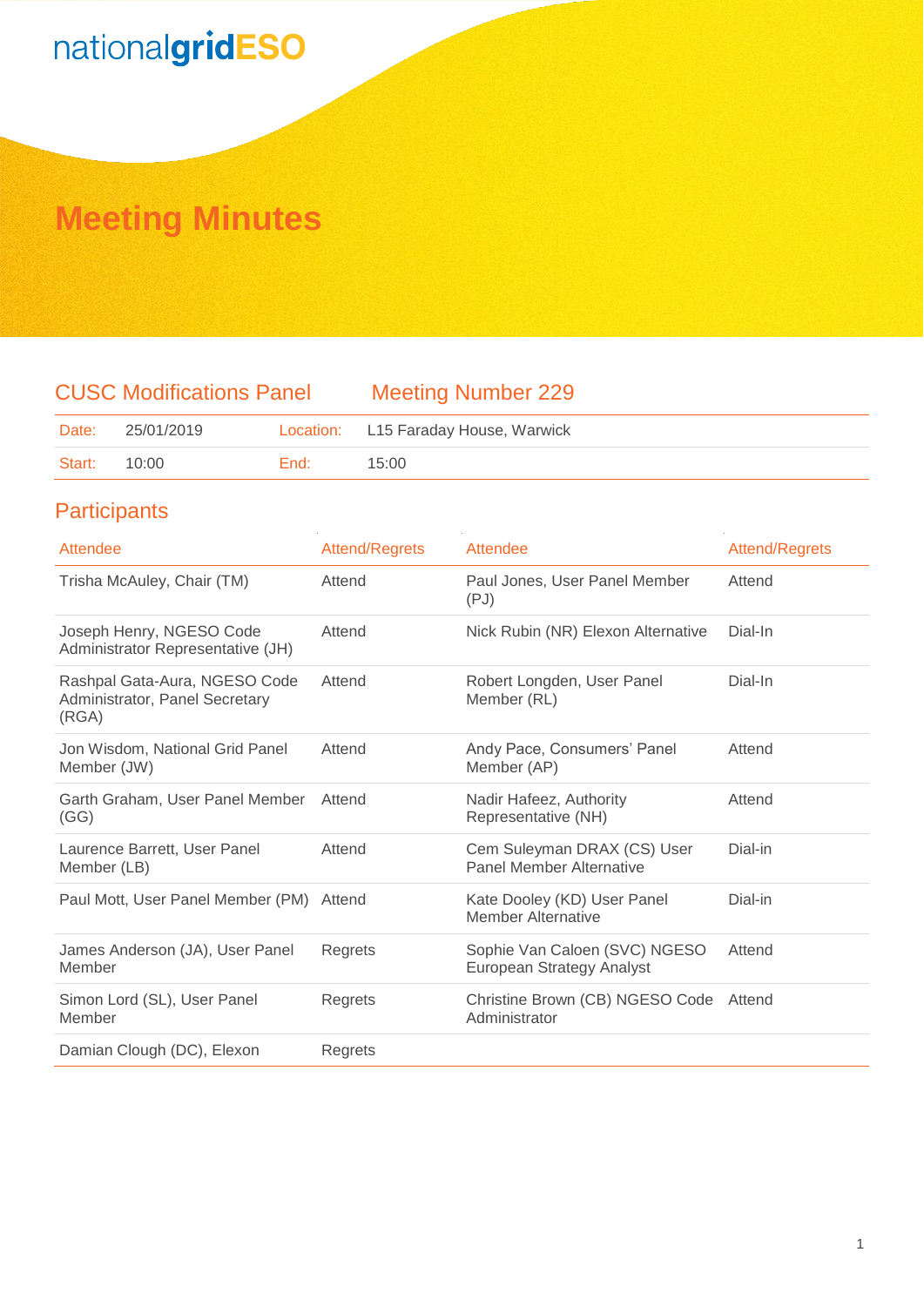nationalgridESO

# Meeting Minutes

## CUSC Modifications Panel — Meeting Number 229

| Date: | 25/01/2019 | Location: | L15 Faraday House, Warwick |
|---|---|---|---|
| Start: | 10:00 | End: | 15:00 |

## Participants

| Attendee | Attend/Regrets | Attendee | Attend/Regrets |
|---|---|---|---|
| Trisha McAuley, Chair (TM) | Attend | Paul Jones, User Panel Member (PJ) | Attend |
| Joseph Henry, NGESO Code Administrator Representative (JH) | Attend | Nick Rubin (NR) Elexon Alternative | Dial-In |
| Rashpal Gata-Aura, NGESO Code Administrator, Panel Secretary (RGA) | Attend | Robert Longden, User Panel Member (RL) | Dial-In |
| Jon Wisdom, National Grid Panel Member (JW) | Attend | Andy Pace, Consumers' Panel Member (AP) | Attend |
| Garth Graham, User Panel Member (GG) | Attend | Nadir Hafeez, Authority Representative (NH) | Attend |
| Laurence Barrett, User Panel Member (LB) | Attend | Cem Suleyman DRAX (CS) User Panel Member Alternative | Dial-in |
| Paul Mott, User Panel Member (PM) | Attend | Kate Dooley (KD) User Panel Member Alternative | Dial-in |
| James Anderson (JA), User Panel Member | Regrets | Sophie Van Caloen (SVC) NGESO European Strategy Analyst | Attend |
| Simon Lord (SL), User Panel Member | Regrets | Christine Brown (CB) NGESO Code Administrator | Attend |
| Damian Clough (DC), Elexon | Regrets | | |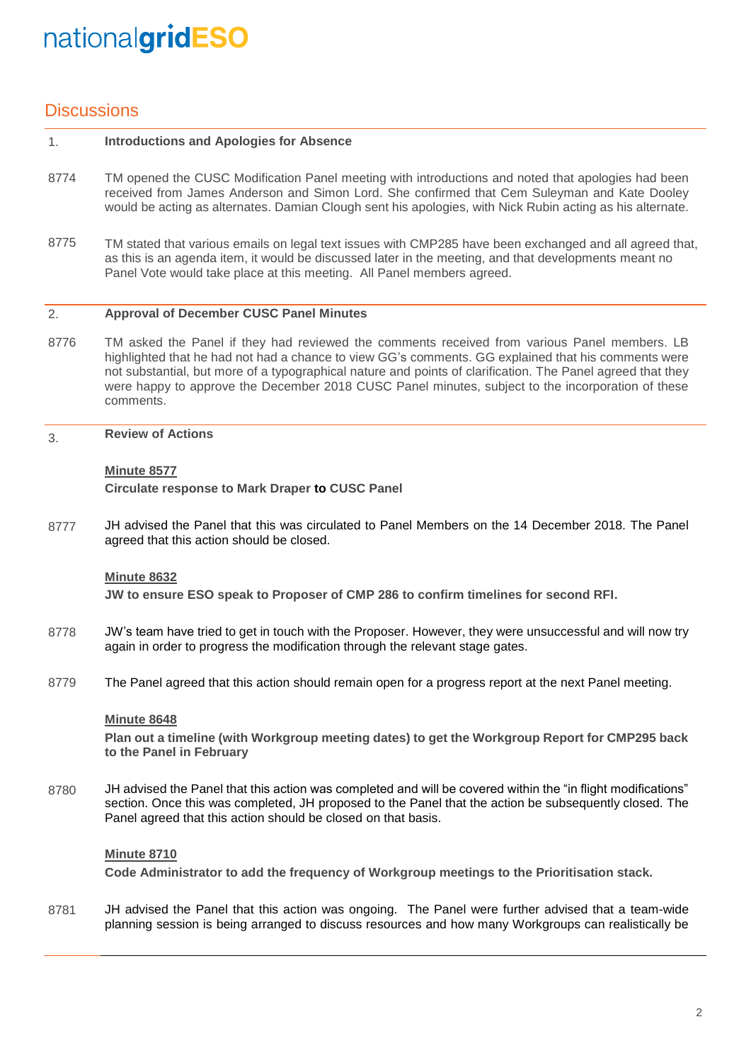## Discussions

**1. Introductions and Apologies for Absence**

8774 TM opened the CUSC Modification Panel meeting with introductions and noted that apologies had been received from James Anderson and Simon Lord. She confirmed that Cem Suleyman and Kate Dooley would be acting as alternates. Damian Clough sent his apologies, with Nick Rubin acting as his alternate.

8775 TM stated that various emails on legal text issues with CMP285 have been exchanged and all agreed that, as this is an agenda item, it would be discussed later in the meeting, and that developments meant no Panel Vote would take place at this meeting. All Panel members agreed.

**2. Approval of December CUSC Panel Minutes**

8776 TM asked the Panel if they had reviewed the comments received from various Panel members. LB highlighted that he had not had a chance to view GG's comments. GG explained that his comments were not substantial, but more of a typographical nature and points of clarification. The Panel agreed that they were happy to approve the December 2018 CUSC Panel minutes, subject to the incorporation of these comments.

**3. Review of Actions**

**Minute 8577**

**Circulate response to Mark Draper to CUSC Panel**

8777 JH advised the Panel that this was circulated to Panel Members on the 14 December 2018. The Panel agreed that this action should be closed.

**Minute 8632**

**JW to ensure ESO speak to Proposer of CMP 286 to confirm timelines for second RFI.**

8778 JW's team have tried to get in touch with the Proposer. However, they were unsuccessful and will now try again in order to progress the modification through the relevant stage gates.

8779 The Panel agreed that this action should remain open for a progress report at the next Panel meeting.

**Minute 8648**

**Plan out a timeline (with Workgroup meeting dates) to get the Workgroup Report for CMP295 back to the Panel in February**

8780 JH advised the Panel that this action was completed and will be covered within the "in flight modifications" section. Once this was completed, JH proposed to the Panel that the action be subsequently closed. The Panel agreed that this action should be closed on that basis.

**Minute 8710**

**Code Administrator to add the frequency of Workgroup meetings to the Prioritisation stack.**

8781 JH advised the Panel that this action was ongoing. The Panel were further advised that a team-wide planning session is being arranged to discuss resources and how many Workgroups can realistically be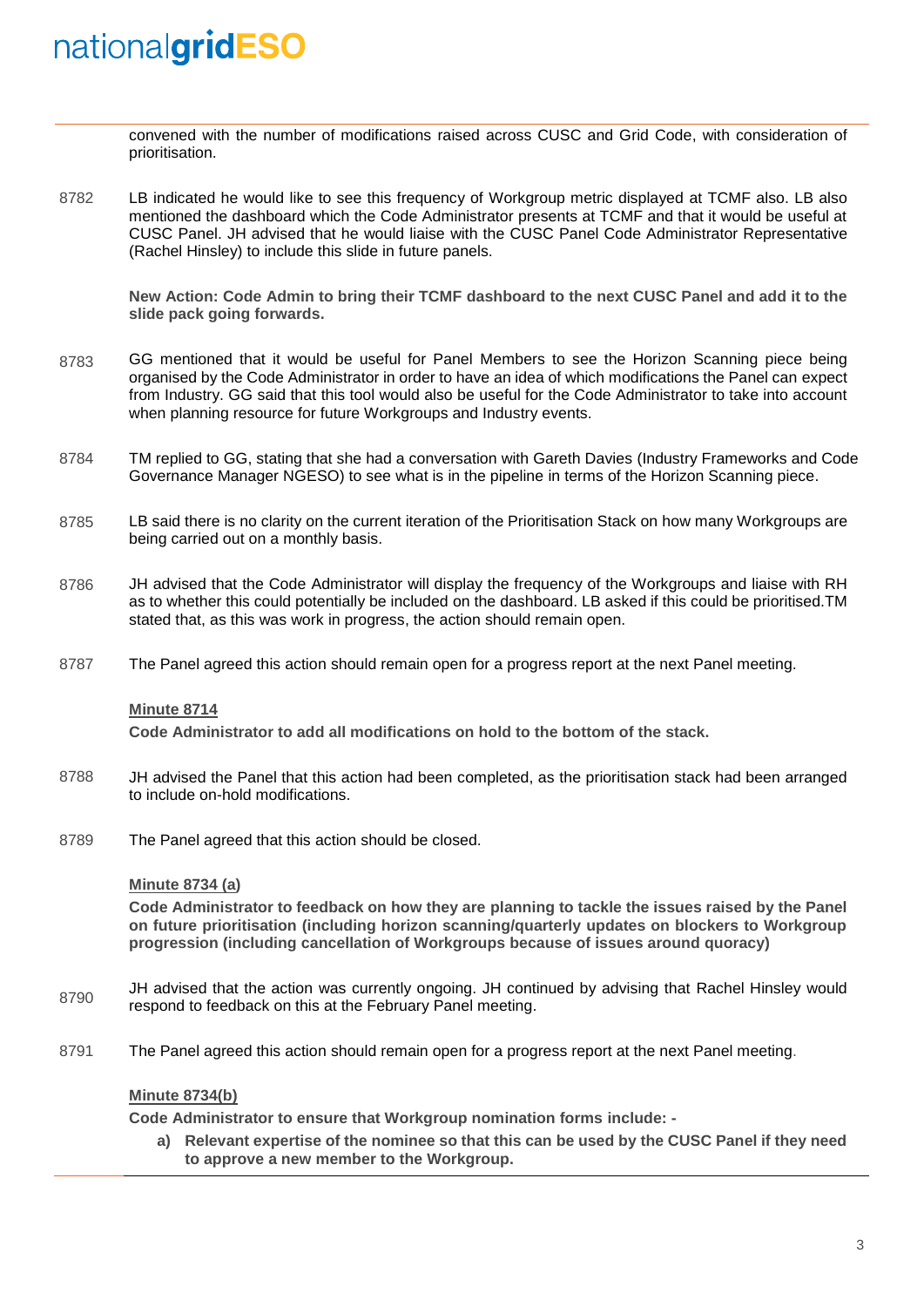convened with the number of modifications raised across CUSC and Grid Code, with consideration of prioritisation.

8782 LB indicated he would like to see this frequency of Workgroup metric displayed at TCMF also. LB also mentioned the dashboard which the Code Administrator presents at TCMF and that it would be useful at CUSC Panel. JH advised that he would liaise with the CUSC Panel Code Administrator Representative (Rachel Hinsley) to include this slide in future panels.

**New Action: Code Admin to bring their TCMF dashboard to the next CUSC Panel and add it to the slide pack going forwards.**

8783 GG mentioned that it would be useful for Panel Members to see the Horizon Scanning piece being organised by the Code Administrator in order to have an idea of which modifications the Panel can expect from Industry. GG said that this tool would also be useful for the Code Administrator to take into account when planning resource for future Workgroups and Industry events.

8784 TM replied to GG, stating that she had a conversation with Gareth Davies (Industry Frameworks and Code Governance Manager NGESO) to see what is in the pipeline in terms of the Horizon Scanning piece.

8785 LB said there is no clarity on the current iteration of the Prioritisation Stack on how many Workgroups are being carried out on a monthly basis.

8786 JH advised that the Code Administrator will display the frequency of the Workgroups and liaise with RH as to whether this could potentially be included on the dashboard. LB asked if this could be prioritised.TM stated that, as this was work in progress, the action should remain open.

8787 The Panel agreed this action should remain open for a progress report at the next Panel meeting.

**Minute 8714**

**Code Administrator to add all modifications on hold to the bottom of the stack.**

8788 JH advised the Panel that this action had been completed, as the prioritisation stack had been arranged to include on-hold modifications.

8789 The Panel agreed that this action should be closed.

**Minute 8734 (a)**

**Code Administrator to feedback on how they are planning to tackle the issues raised by the Panel on future prioritisation (including horizon scanning/quarterly updates on blockers to Workgroup progression (including cancellation of Workgroups because of issues around quoracy)**

8790 JH advised that the action was currently ongoing. JH continued by advising that Rachel Hinsley would respond to feedback on this at the February Panel meeting.

8791 The Panel agreed this action should remain open for a progress report at the next Panel meeting.

**Minute 8734(b)**

**Code Administrator to ensure that Workgroup nomination forms include: -**

**a) Relevant expertise of the nominee so that this can be used by the CUSC Panel if they need to approve a new member to the Workgroup.**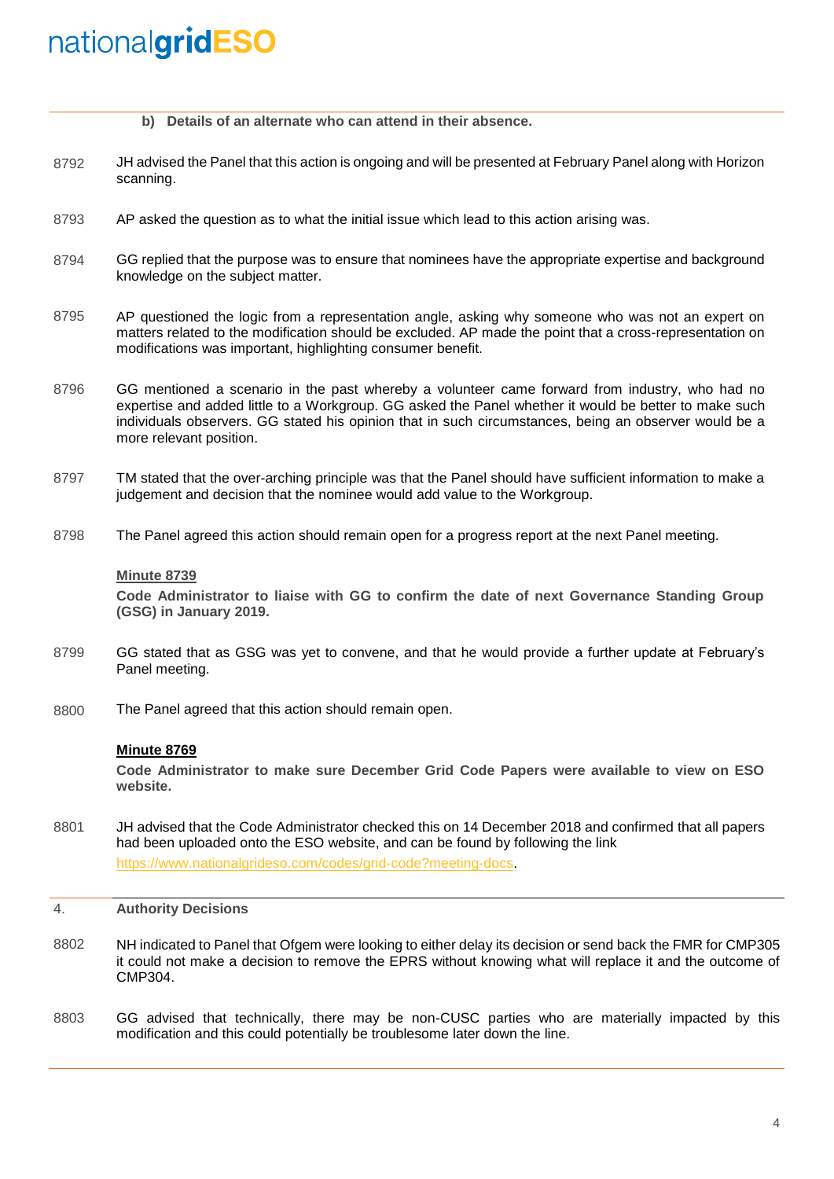**b) Details of an alternate who can attend in their absence.**

8792 JH advised the Panel that this action is ongoing and will be presented at February Panel along with Horizon scanning.

8793 AP asked the question as to what the initial issue which lead to this action arising was.

8794 GG replied that the purpose was to ensure that nominees have the appropriate expertise and background knowledge on the subject matter.

8795 AP questioned the logic from a representation angle, asking why someone who was not an expert on matters related to the modification should be excluded. AP made the point that a cross-representation on modifications was important, highlighting consumer benefit.

8796 GG mentioned a scenario in the past whereby a volunteer came forward from industry, who had no expertise and added little to a Workgroup. GG asked the Panel whether it would be better to make such individuals observers. GG stated his opinion that in such circumstances, being an observer would be a more relevant position.

8797 TM stated that the over-arching principle was that the Panel should have sufficient information to make a judgement and decision that the nominee would add value to the Workgroup.

8798 The Panel agreed this action should remain open for a progress report at the next Panel meeting.

**Minute 8739**

**Code Administrator to liaise with GG to confirm the date of next Governance Standing Group (GSG) in January 2019.**

8799 GG stated that as GSG was yet to convene, and that he would provide a further update at February's Panel meeting.

8800 The Panel agreed that this action should remain open.

**Minute 8769**

**Code Administrator to make sure December Grid Code Papers were available to view on ESO website.**

8801 JH advised that the Code Administrator checked this on 14 December 2018 and confirmed that all papers had been uploaded onto the ESO website, and can be found by following the link https://www.nationalgrideso.com/codes/grid-code?meeting-docs.

## 4. Authority Decisions

8802 NH indicated to Panel that Ofgem were looking to either delay its decision or send back the FMR for CMP305 it could not make a decision to remove the EPRS without knowing what will replace it and the outcome of CMP304.

8803 GG advised that technically, there may be non-CUSC parties who are materially impacted by this modification and this could potentially be troublesome later down the line.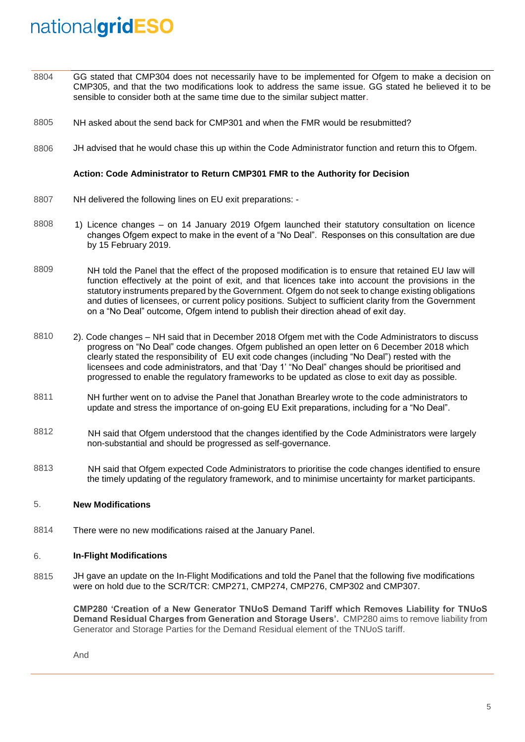8804 GG stated that CMP304 does not necessarily have to be implemented for Ofgem to make a decision on CMP305, and that the two modifications look to address the same issue. GG stated he believed it to be sensible to consider both at the same time due to the similar subject matter.

8805 NH asked about the send back for CMP301 and when the FMR would be resubmitted?

8806 JH advised that he would chase this up within the Code Administrator function and return this to Ofgem.

**Action: Code Administrator to Return CMP301 FMR to the Authority for Decision**

8807 NH delivered the following lines on EU exit preparations: -

8808 1) Licence changes – on 14 January 2019 Ofgem launched their statutory consultation on licence changes Ofgem expect to make in the event of a "No Deal". Responses on this consultation are due by 15 February 2019.

8809 NH told the Panel that the effect of the proposed modification is to ensure that retained EU law will function effectively at the point of exit, and that licences take into account the provisions in the statutory instruments prepared by the Government. Ofgem do not seek to change existing obligations and duties of licensees, or current policy positions. Subject to sufficient clarity from the Government on a "No Deal" outcome, Ofgem intend to publish their direction ahead of exit day.

8810 2). Code changes – NH said that in December 2018 Ofgem met with the Code Administrators to discuss progress on "No Deal" code changes. Ofgem published an open letter on 6 December 2018 which clearly stated the responsibility of EU exit code changes (including "No Deal") rested with the licensees and code administrators, and that 'Day 1' "No Deal" changes should be prioritised and progressed to enable the regulatory frameworks to be updated as close to exit day as possible.

8811 NH further went on to advise the Panel that Jonathan Brearley wrote to the code administrators to update and stress the importance of on-going EU Exit preparations, including for a "No Deal".

8812 NH said that Ofgem understood that the changes identified by the Code Administrators were largely non-substantial and should be progressed as self-governance.

8813 NH said that Ofgem expected Code Administrators to prioritise the code changes identified to ensure the timely updating of the regulatory framework, and to minimise uncertainty for market participants.

## 5. New Modifications

8814 There were no new modifications raised at the January Panel.

## 6. In-Flight Modifications

8815 JH gave an update on the In-Flight Modifications and told the Panel that the following five modifications were on hold due to the SCR/TCR: CMP271, CMP274, CMP276, CMP302 and CMP307.

**CMP280 'Creation of a New Generator TNUoS Demand Tariff which Removes Liability for TNUoS Demand Residual Charges from Generation and Storage Users'.** CMP280 aims to remove liability from Generator and Storage Parties for the Demand Residual element of the TNUoS tariff.

And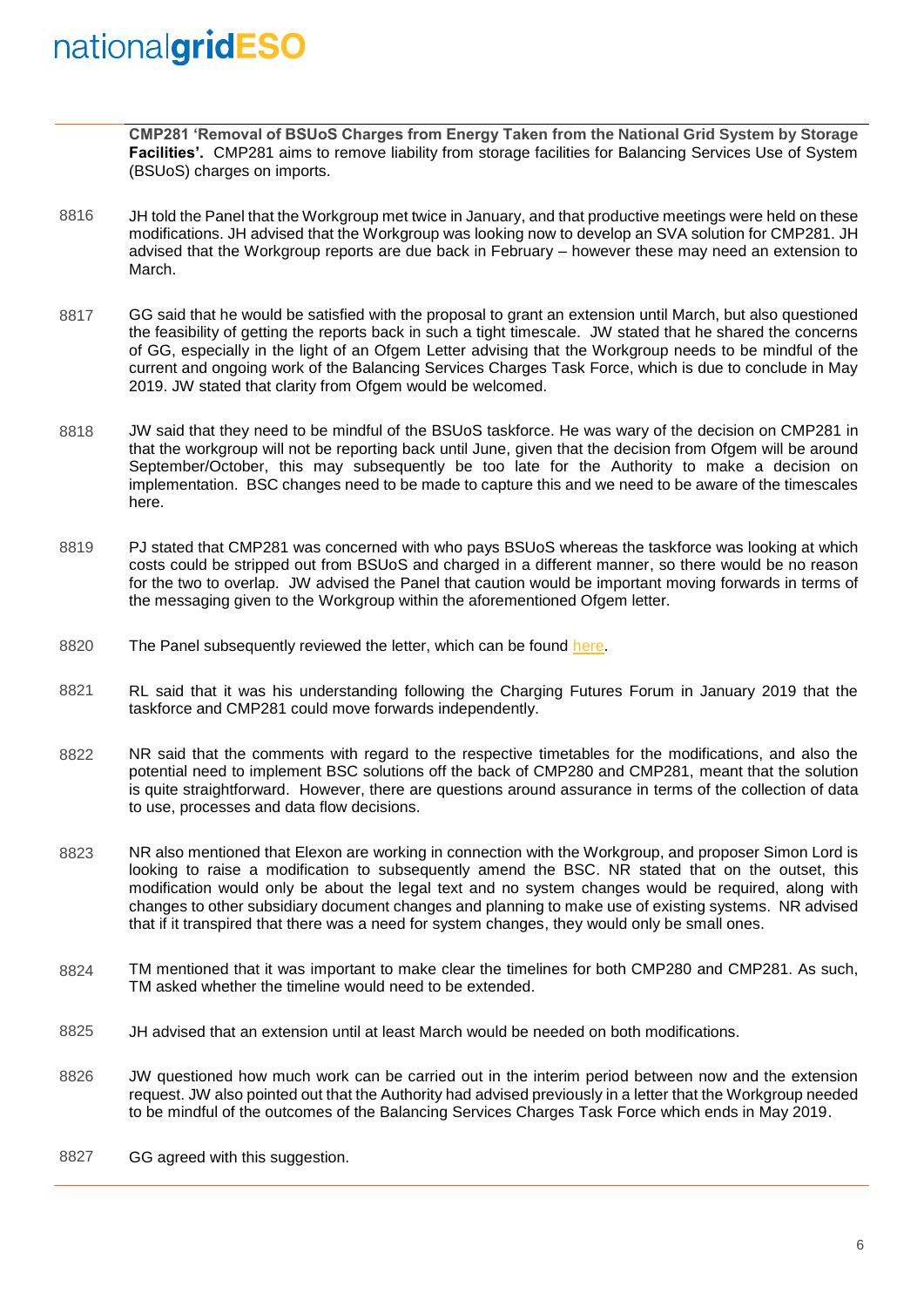**CMP281 'Removal of BSUoS Charges from Energy Taken from the National Grid System by Storage Facilities'.** CMP281 aims to remove liability from storage facilities for Balancing Services Use of System (BSUoS) charges on imports.

8816 JH told the Panel that the Workgroup met twice in January, and that productive meetings were held on these modifications. JH advised that the Workgroup was looking now to develop an SVA solution for CMP281. JH advised that the Workgroup reports are due back in February – however these may need an extension to March.

8817 GG said that he would be satisfied with the proposal to grant an extension until March, but also questioned the feasibility of getting the reports back in such a tight timescale. JW stated that he shared the concerns of GG, especially in the light of an Ofgem Letter advising that the Workgroup needs to be mindful of the current and ongoing work of the Balancing Services Charges Task Force, which is due to conclude in May 2019. JW stated that clarity from Ofgem would be welcomed.

8818 JW said that they need to be mindful of the BSUoS taskforce. He was wary of the decision on CMP281 in that the workgroup will not be reporting back until June, given that the decision from Ofgem will be around September/October, this may subsequently be too late for the Authority to make a decision on implementation. BSC changes need to be made to capture this and we need to be aware of the timescales here.

8819 PJ stated that CMP281 was concerned with who pays BSUoS whereas the taskforce was looking at which costs could be stripped out from BSUoS and charged in a different manner, so there would be no reason for the two to overlap. JW advised the Panel that caution would be important moving forwards in terms of the messaging given to the Workgroup within the aforementioned Ofgem letter.

8820 The Panel subsequently reviewed the letter, which can be found here.

8821 RL said that it was his understanding following the Charging Futures Forum in January 2019 that the taskforce and CMP281 could move forwards independently.

8822 NR said that the comments with regard to the respective timetables for the modifications, and also the potential need to implement BSC solutions off the back of CMP280 and CMP281, meant that the solution is quite straightforward. However, there are questions around assurance in terms of the collection of data to use, processes and data flow decisions.

8823 NR also mentioned that Elexon are working in connection with the Workgroup, and proposer Simon Lord is looking to raise a modification to subsequently amend the BSC. NR stated that on the outset, this modification would only be about the legal text and no system changes would be required, along with changes to other subsidiary document changes and planning to make use of existing systems. NR advised that if it transpired that there was a need for system changes, they would only be small ones.

8824 TM mentioned that it was important to make clear the timelines for both CMP280 and CMP281. As such, TM asked whether the timeline would need to be extended.

8825 JH advised that an extension until at least March would be needed on both modifications.

8826 JW questioned how much work can be carried out in the interim period between now and the extension request. JW also pointed out that the Authority had advised previously in a letter that the Workgroup needed to be mindful of the outcomes of the Balancing Services Charges Task Force which ends in May 2019.

8827 GG agreed with this suggestion.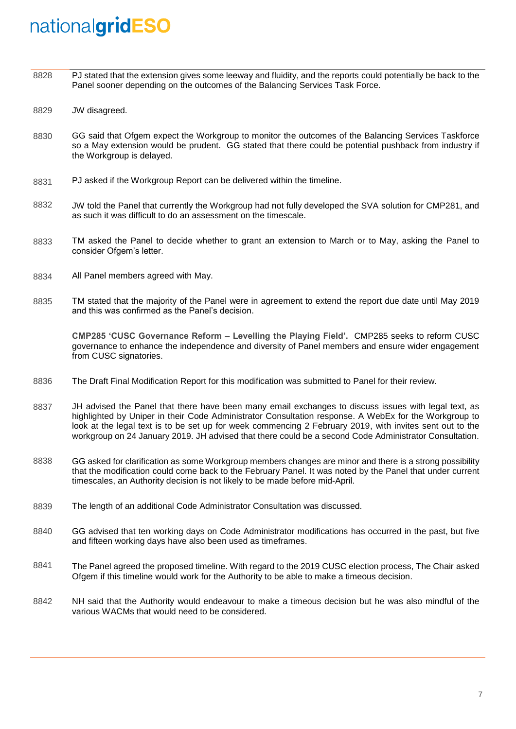8828 PJ stated that the extension gives some leeway and fluidity, and the reports could potentially be back to the Panel sooner depending on the outcomes of the Balancing Services Task Force.

8829 JW disagreed.

8830 GG said that Ofgem expect the Workgroup to monitor the outcomes of the Balancing Services Taskforce so a May extension would be prudent. GG stated that there could be potential pushback from industry if the Workgroup is delayed.

8831 PJ asked if the Workgroup Report can be delivered within the timeline.

8832 JW told the Panel that currently the Workgroup had not fully developed the SVA solution for CMP281, and as such it was difficult to do an assessment on the timescale.

8833 TM asked the Panel to decide whether to grant an extension to March or to May, asking the Panel to consider Ofgem's letter.

8834 All Panel members agreed with May.

8835 TM stated that the majority of the Panel were in agreement to extend the report due date until May 2019 and this was confirmed as the Panel's decision.

**CMP285 'CUSC Governance Reform – Levelling the Playing Field'.** CMP285 seeks to reform CUSC governance to enhance the independence and diversity of Panel members and ensure wider engagement from CUSC signatories.

8836 The Draft Final Modification Report for this modification was submitted to Panel for their review.

8837 JH advised the Panel that there have been many email exchanges to discuss issues with legal text, as highlighted by Uniper in their Code Administrator Consultation response. A WebEx for the Workgroup to look at the legal text is to be set up for week commencing 2 February 2019, with invites sent out to the workgroup on 24 January 2019. JH advised that there could be a second Code Administrator Consultation.

8838 GG asked for clarification as some Workgroup members changes are minor and there is a strong possibility that the modification could come back to the February Panel. It was noted by the Panel that under current timescales, an Authority decision is not likely to be made before mid-April.

8839 The length of an additional Code Administrator Consultation was discussed.

8840 GG advised that ten working days on Code Administrator modifications has occurred in the past, but five and fifteen working days have also been used as timeframes.

8841 The Panel agreed the proposed timeline. With regard to the 2019 CUSC election process, The Chair asked Ofgem if this timeline would work for the Authority to be able to make a timeous decision.

8842 NH said that the Authority would endeavour to make a timeous decision but he was also mindful of the various WACMs that would need to be considered.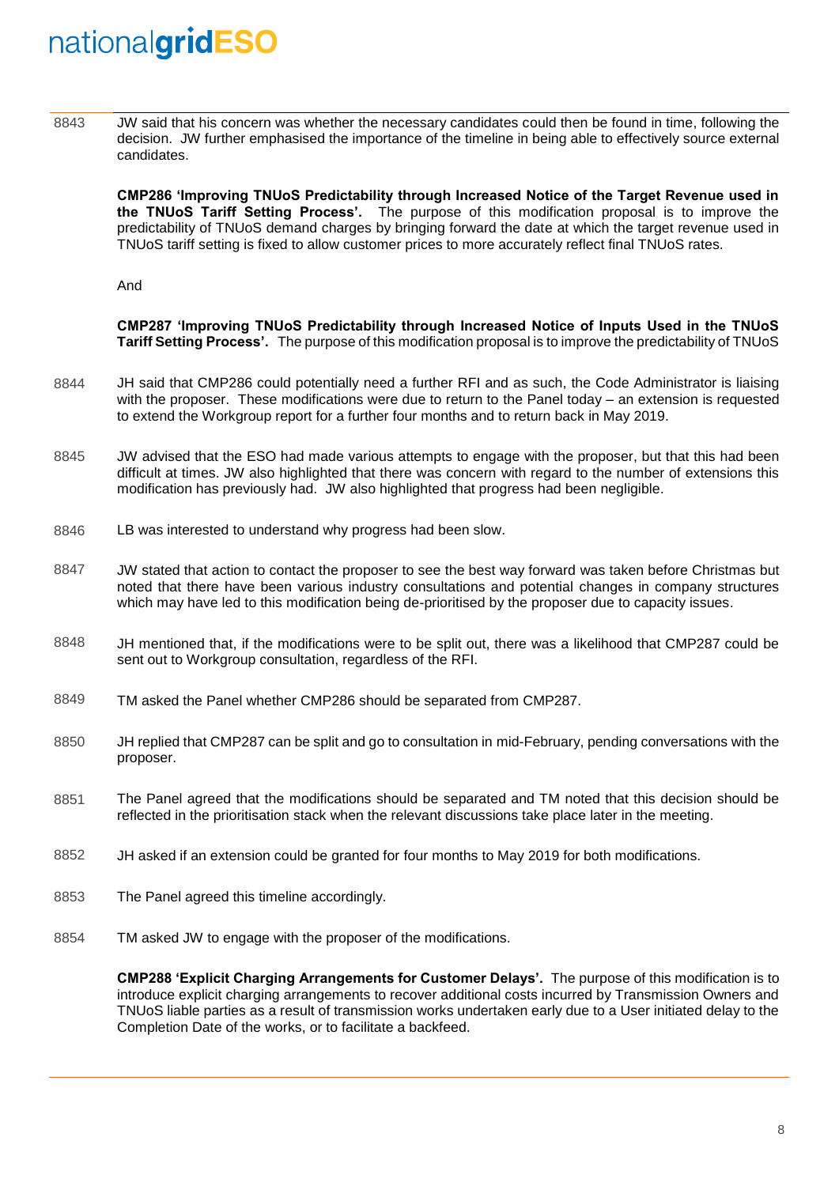8843 JW said that his concern was whether the necessary candidates could then be found in time, following the decision. JW further emphasised the importance of the timeline in being able to effectively source external candidates.

**CMP286 'Improving TNUoS Predictability through Increased Notice of the Target Revenue used in the TNUoS Tariff Setting Process'.** The purpose of this modification proposal is to improve the predictability of TNUoS demand charges by bringing forward the date at which the target revenue used in TNUoS tariff setting is fixed to allow customer prices to more accurately reflect final TNUoS rates.

And

**CMP287 'Improving TNUoS Predictability through Increased Notice of Inputs Used in the TNUoS Tariff Setting Process'.** The purpose of this modification proposal is to improve the predictability of TNUoS

8844 JH said that CMP286 could potentially need a further RFI and as such, the Code Administrator is liaising with the proposer. These modifications were due to return to the Panel today – an extension is requested to extend the Workgroup report for a further four months and to return back in May 2019.

8845 JW advised that the ESO had made various attempts to engage with the proposer, but that this had been difficult at times. JW also highlighted that there was concern with regard to the number of extensions this modification has previously had. JW also highlighted that progress had been negligible.

8846 LB was interested to understand why progress had been slow.

8847 JW stated that action to contact the proposer to see the best way forward was taken before Christmas but noted that there have been various industry consultations and potential changes in company structures which may have led to this modification being de-prioritised by the proposer due to capacity issues.

8848 JH mentioned that, if the modifications were to be split out, there was a likelihood that CMP287 could be sent out to Workgroup consultation, regardless of the RFI.

8849 TM asked the Panel whether CMP286 should be separated from CMP287.

8850 JH replied that CMP287 can be split and go to consultation in mid-February, pending conversations with the proposer.

8851 The Panel agreed that the modifications should be separated and TM noted that this decision should be reflected in the prioritisation stack when the relevant discussions take place later in the meeting.

8852 JH asked if an extension could be granted for four months to May 2019 for both modifications.

8853 The Panel agreed this timeline accordingly.

8854 TM asked JW to engage with the proposer of the modifications.

**CMP288 'Explicit Charging Arrangements for Customer Delays'.** The purpose of this modification is to introduce explicit charging arrangements to recover additional costs incurred by Transmission Owners and TNUoS liable parties as a result of transmission works undertaken early due to a User initiated delay to the Completion Date of the works, or to facilitate a backfeed.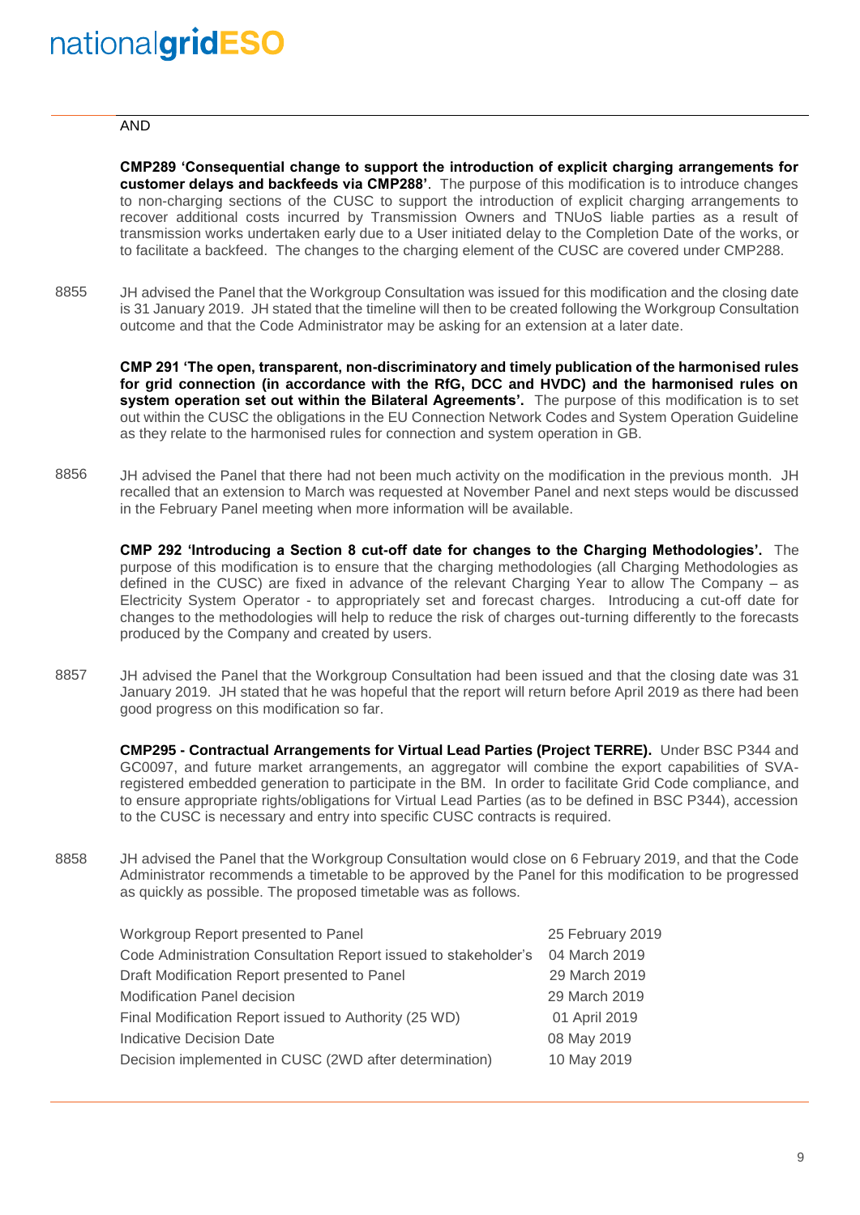AND

**CMP289 'Consequential change to support the introduction of explicit charging arrangements for customer delays and backfeeds via CMP288'**. The purpose of this modification is to introduce changes to non-charging sections of the CUSC to support the introduction of explicit charging arrangements to recover additional costs incurred by Transmission Owners and TNUoS liable parties as a result of transmission works undertaken early due to a User initiated delay to the Completion Date of the works, or to facilitate a backfeed. The changes to the charging element of the CUSC are covered under CMP288.

8855 JH advised the Panel that the Workgroup Consultation was issued for this modification and the closing date is 31 January 2019. JH stated that the timeline will then to be created following the Workgroup Consultation outcome and that the Code Administrator may be asking for an extension at a later date.

**CMP 291 'The open, transparent, non-discriminatory and timely publication of the harmonised rules for grid connection (in accordance with the RfG, DCC and HVDC) and the harmonised rules on system operation set out within the Bilateral Agreements'.** The purpose of this modification is to set out within the CUSC the obligations in the EU Connection Network Codes and System Operation Guideline as they relate to the harmonised rules for connection and system operation in GB.

8856 JH advised the Panel that there had not been much activity on the modification in the previous month. JH recalled that an extension to March was requested at November Panel and next steps would be discussed in the February Panel meeting when more information will be available.

**CMP 292 'Introducing a Section 8 cut-off date for changes to the Charging Methodologies'.** The purpose of this modification is to ensure that the charging methodologies (all Charging Methodologies as defined in the CUSC) are fixed in advance of the relevant Charging Year to allow The Company – as Electricity System Operator - to appropriately set and forecast charges. Introducing a cut-off date for changes to the methodologies will help to reduce the risk of charges out-turning differently to the forecasts produced by the Company and created by users.

8857 JH advised the Panel that the Workgroup Consultation had been issued and that the closing date was 31 January 2019. JH stated that he was hopeful that the report will return before April 2019 as there had been good progress on this modification so far.

**CMP295 - Contractual Arrangements for Virtual Lead Parties (Project TERRE).** Under BSC P344 and GC0097, and future market arrangements, an aggregator will combine the export capabilities of SVA-registered embedded generation to participate in the BM. In order to facilitate Grid Code compliance, and to ensure appropriate rights/obligations for Virtual Lead Parties (as to be defined in BSC P344), accession to the CUSC is necessary and entry into specific CUSC contracts is required.

8858 JH advised the Panel that the Workgroup Consultation would close on 6 February 2019, and that the Code Administrator recommends a timetable to be approved by the Panel for this modification to be progressed as quickly as possible. The proposed timetable was as follows.

| | |
|---|---|
| Workgroup Report presented to Panel | 25 February 2019 |
| Code Administration Consultation Report issued to stakeholder's | 04 March 2019 |
| Draft Modification Report presented to Panel | 29 March 2019 |
| Modification Panel decision | 29 March 2019 |
| Final Modification Report issued to Authority (25 WD) | 01 April 2019 |
| Indicative Decision Date | 08 May 2019 |
| Decision implemented in CUSC (2WD after determination) | 10 May 2019 |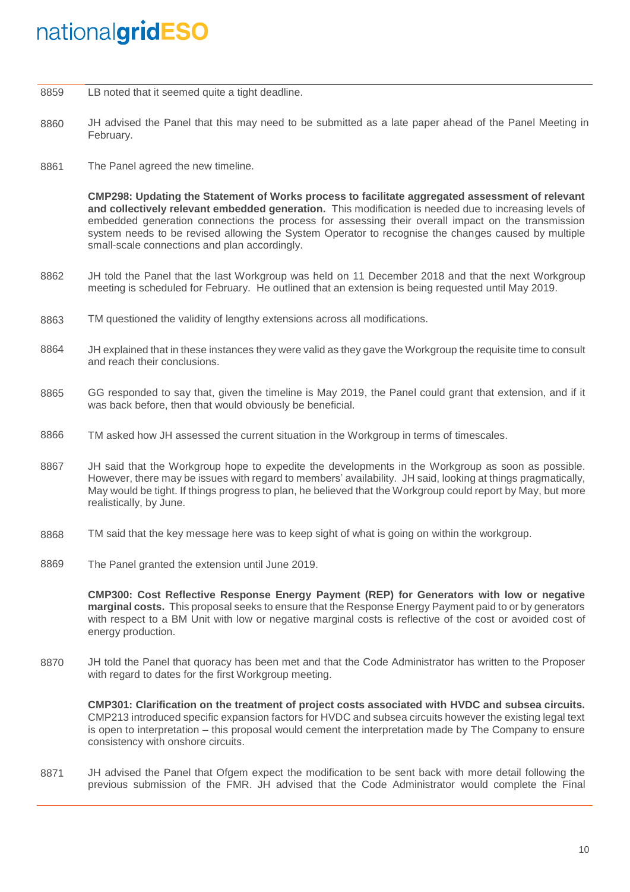8859 LB noted that it seemed quite a tight deadline.

8860 JH advised the Panel that this may need to be submitted as a late paper ahead of the Panel Meeting in February.

8861 The Panel agreed the new timeline.

**CMP298: Updating the Statement of Works process to facilitate aggregated assessment of relevant and collectively relevant embedded generation.** This modification is needed due to increasing levels of embedded generation connections the process for assessing their overall impact on the transmission system needs to be revised allowing the System Operator to recognise the changes caused by multiple small-scale connections and plan accordingly.

8862 JH told the Panel that the last Workgroup was held on 11 December 2018 and that the next Workgroup meeting is scheduled for February. He outlined that an extension is being requested until May 2019.

8863 TM questioned the validity of lengthy extensions across all modifications.

8864 JH explained that in these instances they were valid as they gave the Workgroup the requisite time to consult and reach their conclusions.

8865 GG responded to say that, given the timeline is May 2019, the Panel could grant that extension, and if it was back before, then that would obviously be beneficial.

8866 TM asked how JH assessed the current situation in the Workgroup in terms of timescales.

8867 JH said that the Workgroup hope to expedite the developments in the Workgroup as soon as possible. However, there may be issues with regard to members' availability. JH said, looking at things pragmatically, May would be tight. If things progress to plan, he believed that the Workgroup could report by May, but more realistically, by June.

8868 TM said that the key message here was to keep sight of what is going on within the workgroup.

8869 The Panel granted the extension until June 2019.

**CMP300: Cost Reflective Response Energy Payment (REP) for Generators with low or negative marginal costs.** This proposal seeks to ensure that the Response Energy Payment paid to or by generators with respect to a BM Unit with low or negative marginal costs is reflective of the cost or avoided cost of energy production.

8870 JH told the Panel that quoracy has been met and that the Code Administrator has written to the Proposer with regard to dates for the first Workgroup meeting.

**CMP301: Clarification on the treatment of project costs associated with HVDC and subsea circuits.** CMP213 introduced specific expansion factors for HVDC and subsea circuits however the existing legal text is open to interpretation – this proposal would cement the interpretation made by The Company to ensure consistency with onshore circuits.

8871 JH advised the Panel that Ofgem expect the modification to be sent back with more detail following the previous submission of the FMR. JH advised that the Code Administrator would complete the Final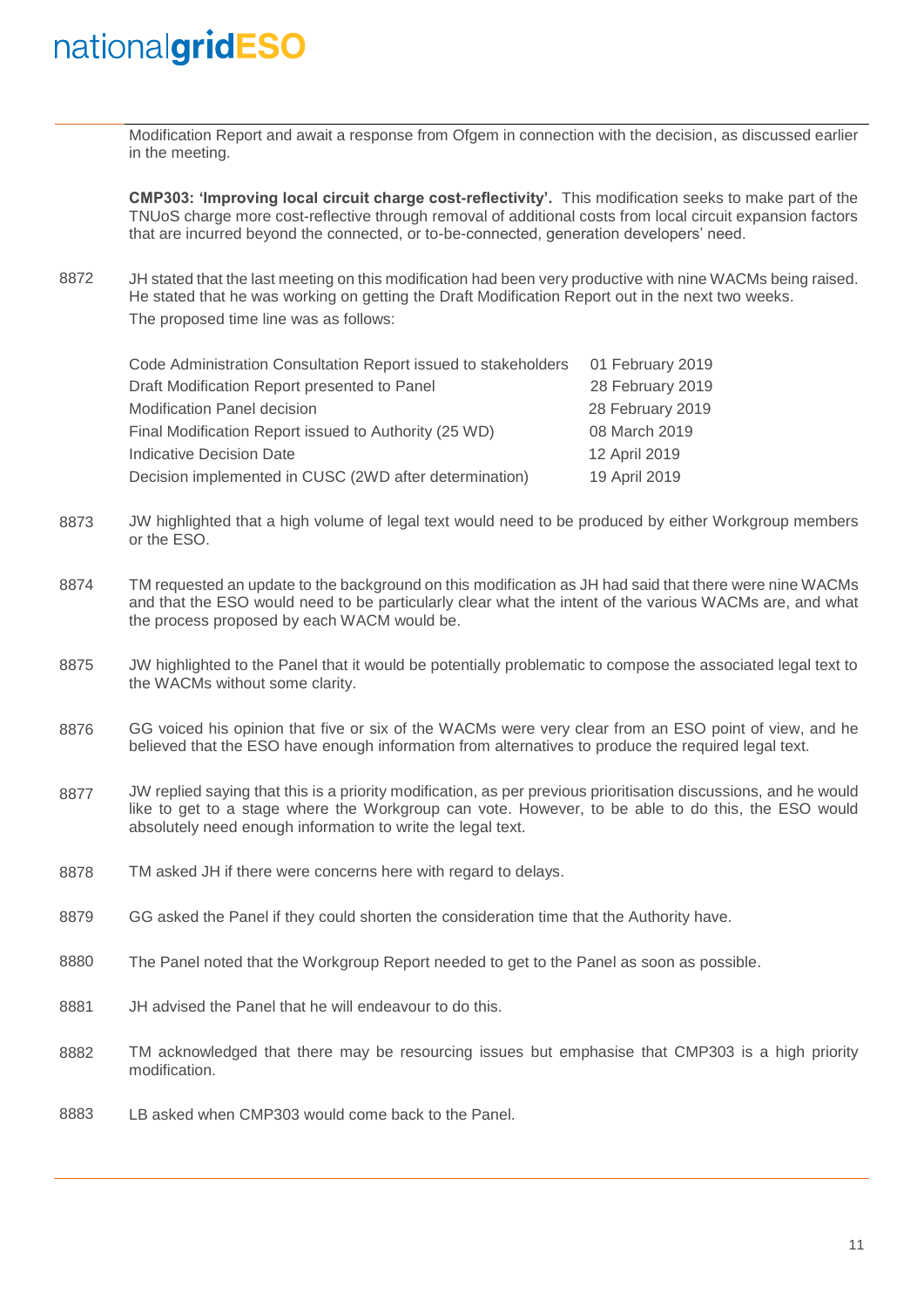Modification Report and await a response from Ofgem in connection with the decision, as discussed earlier in the meeting.

**CMP303: 'Improving local circuit charge cost-reflectivity'.** This modification seeks to make part of the TNUoS charge more cost-reflective through removal of additional costs from local circuit expansion factors that are incurred beyond the connected, or to-be-connected, generation developers' need.

8872 JH stated that the last meeting on this modification had been very productive with nine WACMs being raised. He stated that he was working on getting the Draft Modification Report out in the next two weeks. The proposed time line was as follows:

| | |
|---|---|
| Code Administration Consultation Report issued to stakeholders | 01 February 2019 |
| Draft Modification Report presented to Panel | 28 February 2019 |
| Modification Panel decision | 28 February 2019 |
| Final Modification Report issued to Authority (25 WD) | 08 March 2019 |
| Indicative Decision Date | 12 April 2019 |
| Decision implemented in CUSC (2WD after determination) | 19 April 2019 |

8873 JW highlighted that a high volume of legal text would need to be produced by either Workgroup members or the ESO.

8874 TM requested an update to the background on this modification as JH had said that there were nine WACMs and that the ESO would need to be particularly clear what the intent of the various WACMs are, and what the process proposed by each WACM would be.

8875 JW highlighted to the Panel that it would be potentially problematic to compose the associated legal text to the WACMs without some clarity.

8876 GG voiced his opinion that five or six of the WACMs were very clear from an ESO point of view, and he believed that the ESO have enough information from alternatives to produce the required legal text.

8877 JW replied saying that this is a priority modification, as per previous prioritisation discussions, and he would like to get to a stage where the Workgroup can vote. However, to be able to do this, the ESO would absolutely need enough information to write the legal text.

8878 TM asked JH if there were concerns here with regard to delays.

8879 GG asked the Panel if they could shorten the consideration time that the Authority have.

8880 The Panel noted that the Workgroup Report needed to get to the Panel as soon as possible.

8881 JH advised the Panel that he will endeavour to do this.

8882 TM acknowledged that there may be resourcing issues but emphasise that CMP303 is a high priority modification.

8883 LB asked when CMP303 would come back to the Panel.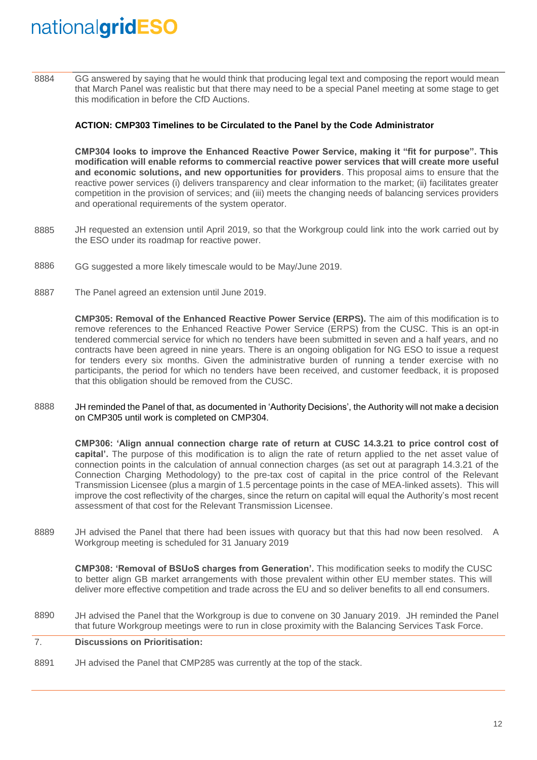8884 GG answered by saying that he would think that producing legal text and composing the report would mean that March Panel was realistic but that there may need to be a special Panel meeting at some stage to get this modification in before the CfD Auctions.

**ACTION: CMP303 Timelines to be Circulated to the Panel by the Code Administrator**

**CMP304 looks to improve the Enhanced Reactive Power Service, making it "fit for purpose". This modification will enable reforms to commercial reactive power services that will create more useful and economic solutions, and new opportunities for providers**. This proposal aims to ensure that the reactive power services (i) delivers transparency and clear information to the market; (ii) facilitates greater competition in the provision of services; and (iii) meets the changing needs of balancing services providers and operational requirements of the system operator.

8885 JH requested an extension until April 2019, so that the Workgroup could link into the work carried out by the ESO under its roadmap for reactive power.

8886 GG suggested a more likely timescale would to be May/June 2019.

8887 The Panel agreed an extension until June 2019.

**CMP305: Removal of the Enhanced Reactive Power Service (ERPS).** The aim of this modification is to remove references to the Enhanced Reactive Power Service (ERPS) from the CUSC. This is an opt-in tendered commercial service for which no tenders have been submitted in seven and a half years, and no contracts have been agreed in nine years. There is an ongoing obligation for NG ESO to issue a request for tenders every six months. Given the administrative burden of running a tender exercise with no participants, the period for which no tenders have been received, and customer feedback, it is proposed that this obligation should be removed from the CUSC.

8888 JH reminded the Panel of that, as documented in 'Authority Decisions', the Authority will not make a decision on CMP305 until work is completed on CMP304.

**CMP306: 'Align annual connection charge rate of return at CUSC 14.3.21 to price control cost of capital'.** The purpose of this modification is to align the rate of return applied to the net asset value of connection points in the calculation of annual connection charges (as set out at paragraph 14.3.21 of the Connection Charging Methodology) to the pre-tax cost of capital in the price control of the Relevant Transmission Licensee (plus a margin of 1.5 percentage points in the case of MEA-linked assets). This will improve the cost reflectivity of the charges, since the return on capital will equal the Authority's most recent assessment of that cost for the Relevant Transmission Licensee.

8889 JH advised the Panel that there had been issues with quoracy but that this had now been resolved. A Workgroup meeting is scheduled for 31 January 2019

**CMP308: 'Removal of BSUoS charges from Generation'.** This modification seeks to modify the CUSC to better align GB market arrangements with those prevalent within other EU member states. This will deliver more effective competition and trade across the EU and so deliver benefits to all end consumers.

8890 JH advised the Panel that the Workgroup is due to convene on 30 January 2019. JH reminded the Panel that future Workgroup meetings were to run in close proximity with the Balancing Services Task Force.

## 7. Discussions on Prioritisation:

8891 JH advised the Panel that CMP285 was currently at the top of the stack.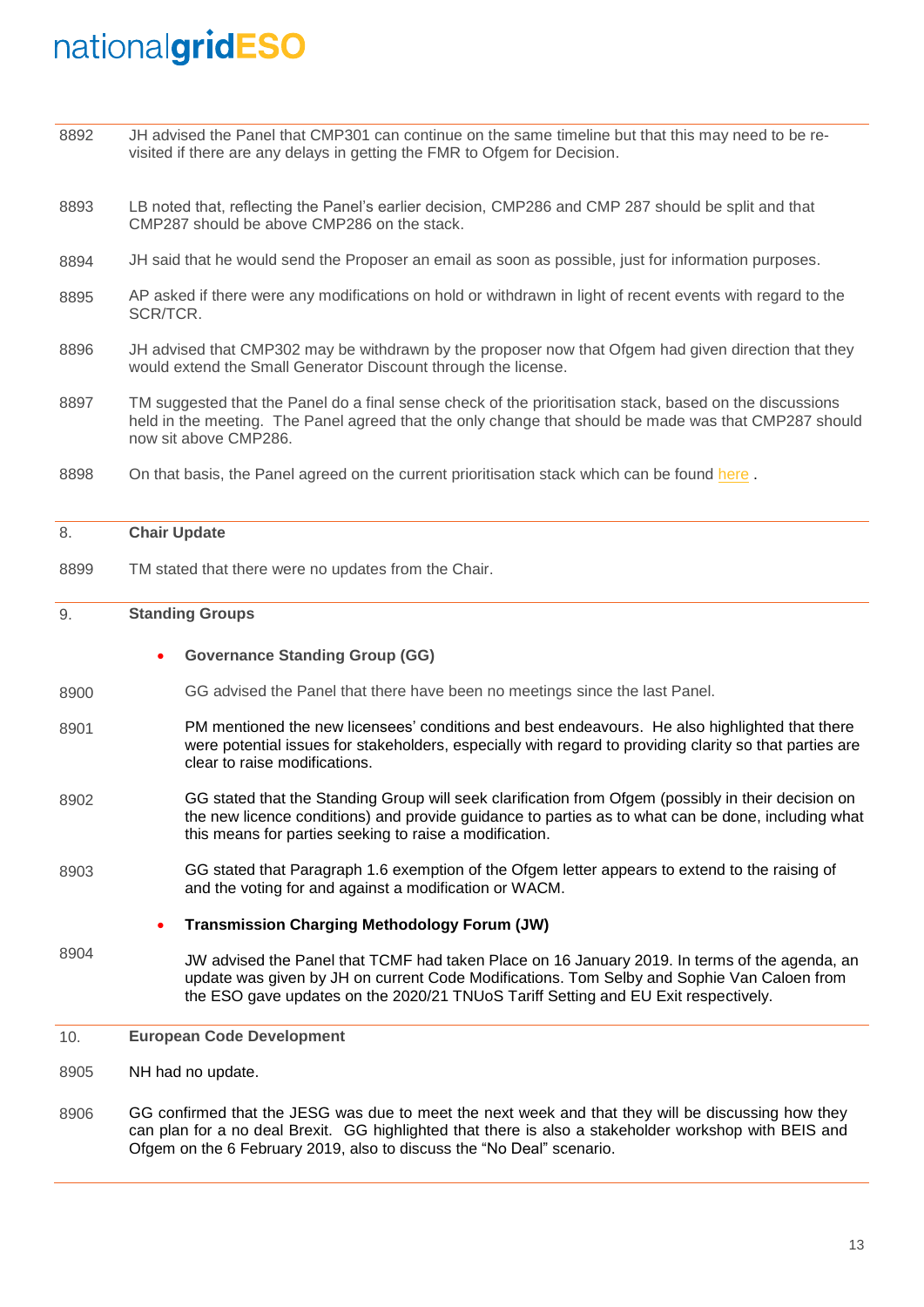8892 JH advised the Panel that CMP301 can continue on the same timeline but that this may need to be re-visited if there are any delays in getting the FMR to Ofgem for Decision.

8893 LB noted that, reflecting the Panel's earlier decision, CMP286 and CMP 287 should be split and that CMP287 should be above CMP286 on the stack.

8894 JH said that he would send the Proposer an email as soon as possible, just for information purposes.

8895 AP asked if there were any modifications on hold or withdrawn in light of recent events with regard to the SCR/TCR.

8896 JH advised that CMP302 may be withdrawn by the proposer now that Ofgem had given direction that they would extend the Small Generator Discount through the license.

8897 TM suggested that the Panel do a final sense check of the prioritisation stack, based on the discussions held in the meeting. The Panel agreed that the only change that should be made was that CMP287 should now sit above CMP286.

8898 On that basis, the Panel agreed on the current prioritisation stack which can be found here .

## 8. Chair Update

8899 TM stated that there were no updates from the Chair.

## 9. Standing Groups

- **Governance Standing Group (GG)**

8900 GG advised the Panel that there have been no meetings since the last Panel.

8901 PM mentioned the new licensees' conditions and best endeavours. He also highlighted that there were potential issues for stakeholders, especially with regard to providing clarity so that parties are clear to raise modifications.

8902 GG stated that the Standing Group will seek clarification from Ofgem (possibly in their decision on the new licence conditions) and provide guidance to parties as to what can be done, including what this means for parties seeking to raise a modification.

8903 GG stated that Paragraph 1.6 exemption of the Ofgem letter appears to extend to the raising of and the voting for and against a modification or WACM.

- **Transmission Charging Methodology Forum (JW)**

8904 JW advised the Panel that TCMF had taken Place on 16 January 2019. In terms of the agenda, an update was given by JH on current Code Modifications. Tom Selby and Sophie Van Caloen from the ESO gave updates on the 2020/21 TNUoS Tariff Setting and EU Exit respectively.

## 10. European Code Development

8905 NH had no update.

8906 GG confirmed that the JESG was due to meet the next week and that they will be discussing how they can plan for a no deal Brexit. GG highlighted that there is also a stakeholder workshop with BEIS and Ofgem on the 6 February 2019, also to discuss the "No Deal" scenario.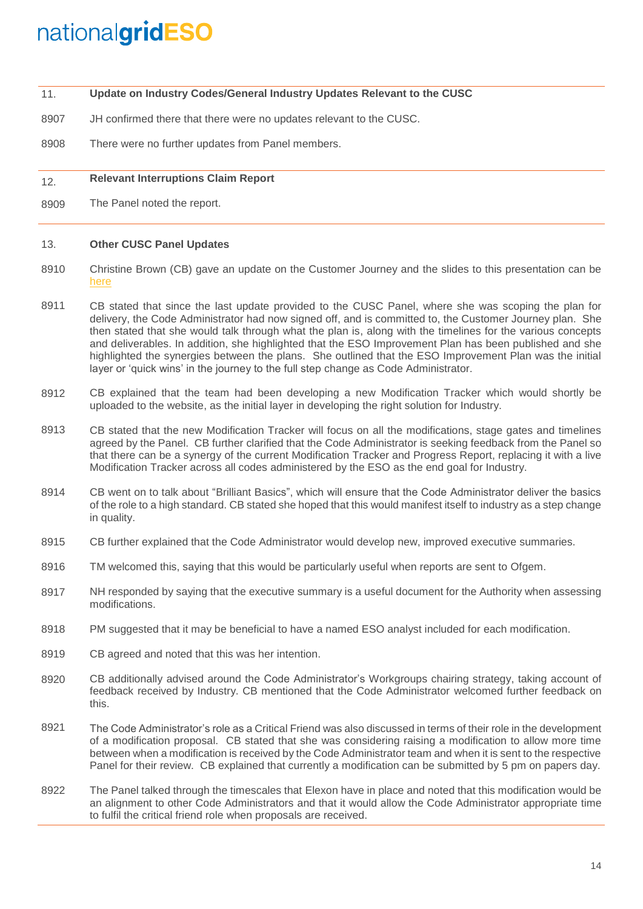## 11. Update on Industry Codes/General Industry Updates Relevant to the CUSC

8907 JH confirmed there that there were no updates relevant to the CUSC.

8908 There were no further updates from Panel members.

## 12. Relevant Interruptions Claim Report

8909 The Panel noted the report.

## 13. Other CUSC Panel Updates

8910 Christine Brown (CB) gave an update on the Customer Journey and the slides to this presentation can be here

8911 CB stated that since the last update provided to the CUSC Panel, where she was scoping the plan for delivery, the Code Administrator had now signed off, and is committed to, the Customer Journey plan. She then stated that she would talk through what the plan is, along with the timelines for the various concepts and deliverables. In addition, she highlighted that the ESO Improvement Plan has been published and she highlighted the synergies between the plans. She outlined that the ESO Improvement Plan was the initial layer or 'quick wins' in the journey to the full step change as Code Administrator.

8912 CB explained that the team had been developing a new Modification Tracker which would shortly be uploaded to the website, as the initial layer in developing the right solution for Industry.

8913 CB stated that the new Modification Tracker will focus on all the modifications, stage gates and timelines agreed by the Panel. CB further clarified that the Code Administrator is seeking feedback from the Panel so that there can be a synergy of the current Modification Tracker and Progress Report, replacing it with a live Modification Tracker across all codes administered by the ESO as the end goal for Industry.

8914 CB went on to talk about "Brilliant Basics", which will ensure that the Code Administrator deliver the basics of the role to a high standard. CB stated she hoped that this would manifest itself to industry as a step change in quality.

8915 CB further explained that the Code Administrator would develop new, improved executive summaries.

8916 TM welcomed this, saying that this would be particularly useful when reports are sent to Ofgem.

8917 NH responded by saying that the executive summary is a useful document for the Authority when assessing modifications.

8918 PM suggested that it may be beneficial to have a named ESO analyst included for each modification.

8919 CB agreed and noted that this was her intention.

8920 CB additionally advised around the Code Administrator's Workgroups chairing strategy, taking account of feedback received by Industry. CB mentioned that the Code Administrator welcomed further feedback on this.

8921 The Code Administrator's role as a Critical Friend was also discussed in terms of their role in the development of a modification proposal. CB stated that she was considering raising a modification to allow more time between when a modification is received by the Code Administrator team and when it is sent to the respective Panel for their review. CB explained that currently a modification can be submitted by 5 pm on papers day.

8922 The Panel talked through the timescales that Elexon have in place and noted that this modification would be an alignment to other Code Administrators and that it would allow the Code Administrator appropriate time to fulfil the critical friend role when proposals are received.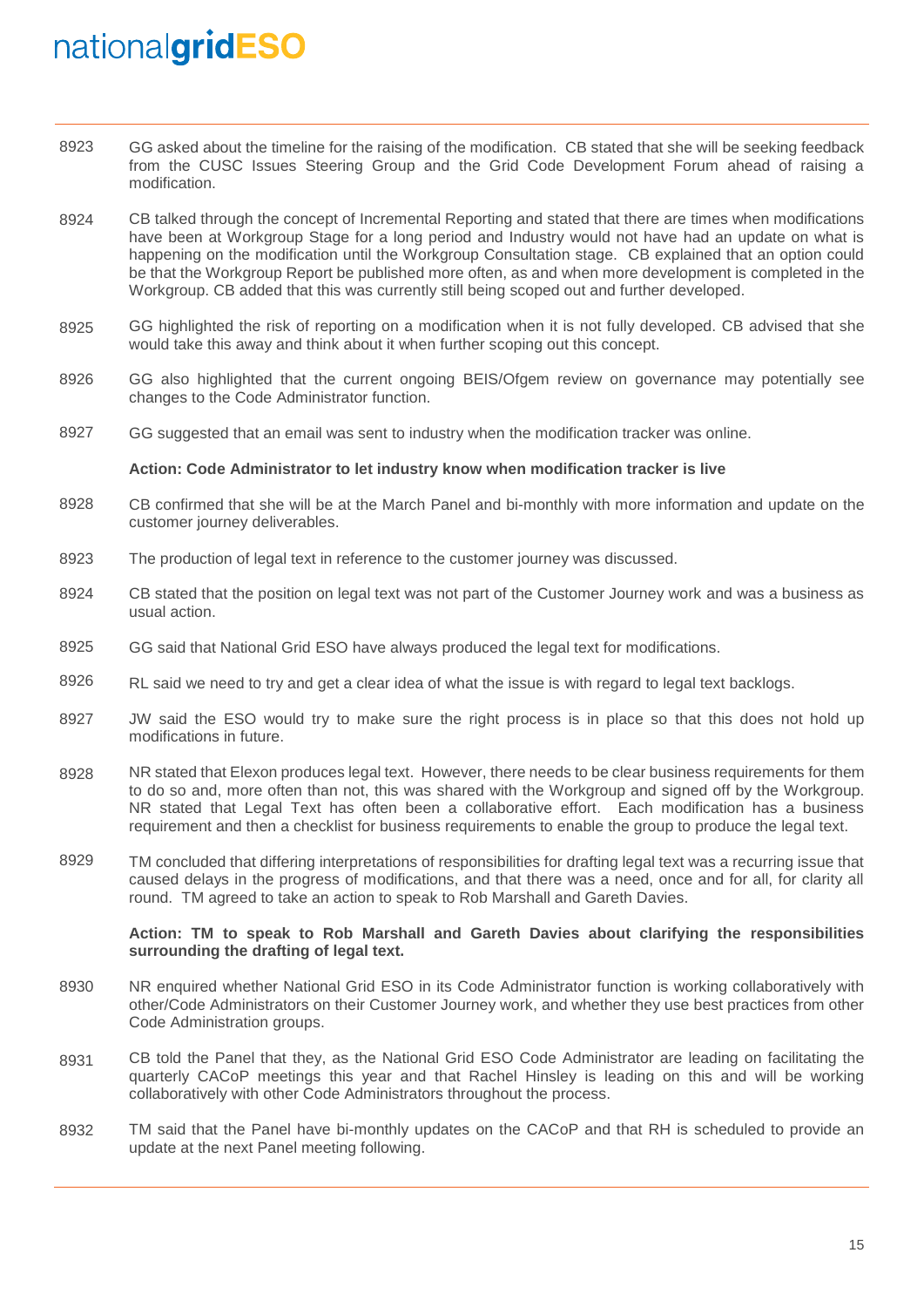8923 GG asked about the timeline for the raising of the modification. CB stated that she will be seeking feedback from the CUSC Issues Steering Group and the Grid Code Development Forum ahead of raising a modification.

8924 CB talked through the concept of Incremental Reporting and stated that there are times when modifications have been at Workgroup Stage for a long period and Industry would not have had an update on what is happening on the modification until the Workgroup Consultation stage. CB explained that an option could be that the Workgroup Report be published more often, as and when more development is completed in the Workgroup. CB added that this was currently still being scoped out and further developed.

8925 GG highlighted the risk of reporting on a modification when it is not fully developed. CB advised that she would take this away and think about it when further scoping out this concept.

8926 GG also highlighted that the current ongoing BEIS/Ofgem review on governance may potentially see changes to the Code Administrator function.

8927 GG suggested that an email was sent to industry when the modification tracker was online.

**Action: Code Administrator to let industry know when modification tracker is live**

8928 CB confirmed that she will be at the March Panel and bi-monthly with more information and update on the customer journey deliverables.

8923 The production of legal text in reference to the customer journey was discussed.

8924 CB stated that the position on legal text was not part of the Customer Journey work and was a business as usual action.

8925 GG said that National Grid ESO have always produced the legal text for modifications.

8926 RL said we need to try and get a clear idea of what the issue is with regard to legal text backlogs.

8927 JW said the ESO would try to make sure the right process is in place so that this does not hold up modifications in future.

8928 NR stated that Elexon produces legal text. However, there needs to be clear business requirements for them to do so and, more often than not, this was shared with the Workgroup and signed off by the Workgroup. NR stated that Legal Text has often been a collaborative effort. Each modification has a business requirement and then a checklist for business requirements to enable the group to produce the legal text.

8929 TM concluded that differing interpretations of responsibilities for drafting legal text was a recurring issue that caused delays in the progress of modifications, and that there was a need, once and for all, for clarity all round. TM agreed to take an action to speak to Rob Marshall and Gareth Davies.

**Action: TM to speak to Rob Marshall and Gareth Davies about clarifying the responsibilities surrounding the drafting of legal text.**

8930 NR enquired whether National Grid ESO in its Code Administrator function is working collaboratively with other/Code Administrators on their Customer Journey work, and whether they use best practices from other Code Administration groups.

8931 CB told the Panel that they, as the National Grid ESO Code Administrator are leading on facilitating the quarterly CACoP meetings this year and that Rachel Hinsley is leading on this and will be working collaboratively with other Code Administrators throughout the process.

8932 TM said that the Panel have bi-monthly updates on the CACoP and that RH is scheduled to provide an update at the next Panel meeting following.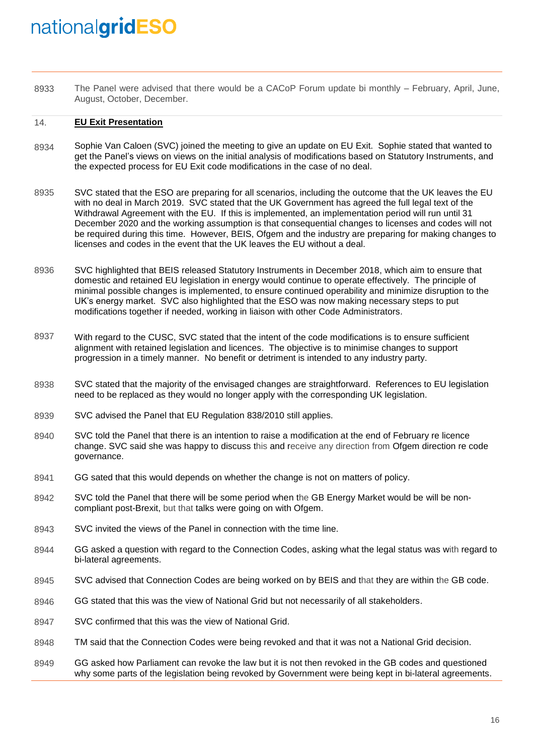| | |
|---|---|
| 8933 | The Panel were advised that there would be a CACoP Forum update bi monthly – February, April, June, August, October, December. |

## 14. **EU Exit Presentation**

| | |
|---|---|
| 8934 | Sophie Van Caloen (SVC) joined the meeting to give an update on EU Exit. Sophie stated that wanted to get the Panel's views on views on the initial analysis of modifications based on Statutory Instruments, and the expected process for EU Exit code modifications in the case of no deal. |
| 8935 | SVC stated that the ESO are preparing for all scenarios, including the outcome that the UK leaves the EU with no deal in March 2019. SVC stated that the UK Government has agreed the full legal text of the Withdrawal Agreement with the EU. If this is implemented, an implementation period will run until 31 December 2020 and the working assumption is that consequential changes to licenses and codes will not be required during this time. However, BEIS, Ofgem and the industry are preparing for making changes to licenses and codes in the event that the UK leaves the EU without a deal. |
| 8936 | SVC highlighted that BEIS released Statutory Instruments in December 2018, which aim to ensure that domestic and retained EU legislation in energy would continue to operate effectively. The principle of minimal possible changes is implemented, to ensure continued operability and minimize disruption to the UK's energy market. SVC also highlighted that the ESO was now making necessary steps to put modifications together if needed, working in liaison with other Code Administrators. |
| 8937 | With regard to the CUSC, SVC stated that the intent of the code modifications is to ensure sufficient alignment with retained legislation and licences. The objective is to minimise changes to support progression in a timely manner. No benefit or detriment is intended to any industry party. |
| 8938 | SVC stated that the majority of the envisaged changes are straightforward. References to EU legislation need to be replaced as they would no longer apply with the corresponding UK legislation. |
| 8939 | SVC advised the Panel that EU Regulation 838/2010 still applies. |
| 8940 | SVC told the Panel that there is an intention to raise a modification at the end of February re licence change. SVC said she was happy to discuss this and receive any direction from Ofgem direction re code governance. |
| 8941 | GG sated that this would depends on whether the change is not on matters of policy. |
| 8942 | SVC told the Panel that there will be some period when the GB Energy Market would be will be non-compliant post-Brexit, but that talks were going on with Ofgem. |
| 8943 | SVC invited the views of the Panel in connection with the time line. |
| 8944 | GG asked a question with regard to the Connection Codes, asking what the legal status was with regard to bi-lateral agreements. |
| 8945 | SVC advised that Connection Codes are being worked on by BEIS and that they are within the GB code. |
| 8946 | GG stated that this was the view of National Grid but not necessarily of all stakeholders. |
| 8947 | SVC confirmed that this was the view of National Grid. |
| 8948 | TM said that the Connection Codes were being revoked and that it was not a National Grid decision. |
| 8949 | GG asked how Parliament can revoke the law but it is not then revoked in the GB codes and questioned why some parts of the legislation being revoked by Government were being kept in bi-lateral agreements. |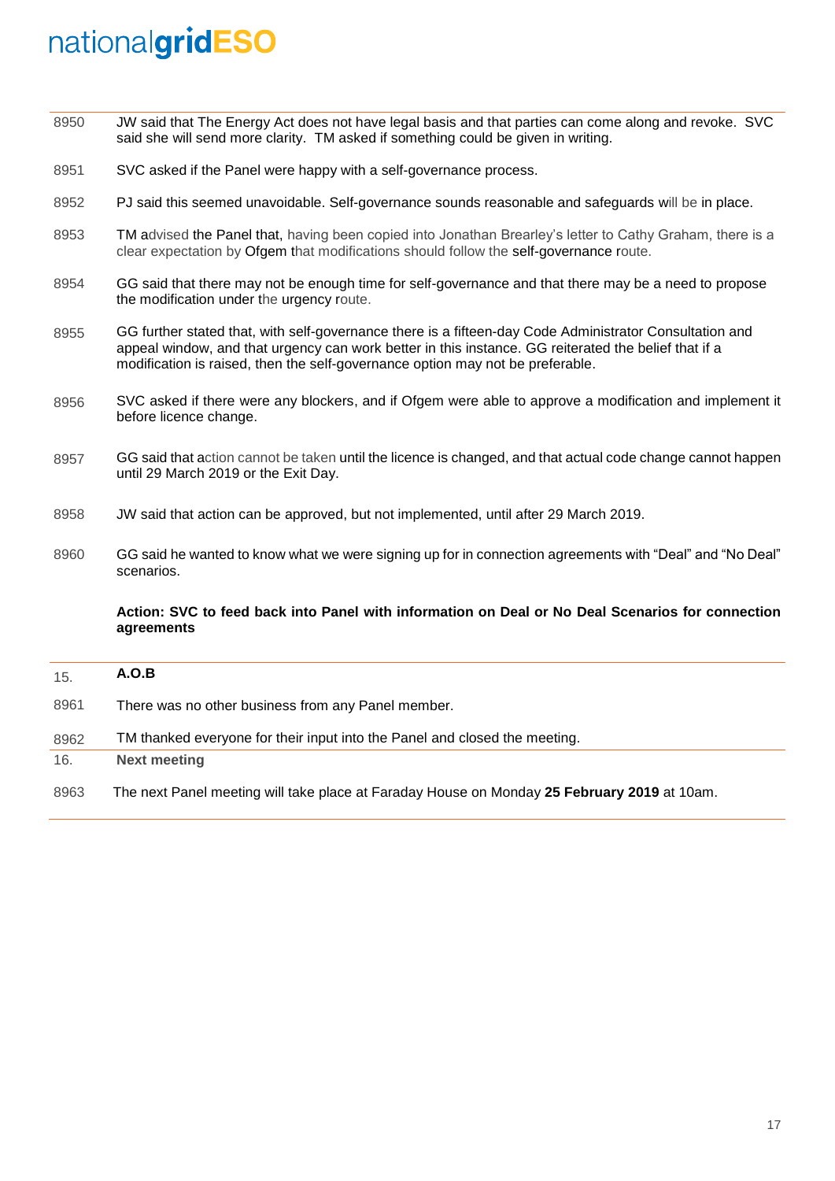8950 JW said that The Energy Act does not have legal basis and that parties can come along and revoke. SVC said she will send more clarity. TM asked if something could be given in writing.

8951 SVC asked if the Panel were happy with a self-governance process.

8952 PJ said this seemed unavoidable. Self-governance sounds reasonable and safeguards will be in place.

8953 TM advised the Panel that, having been copied into Jonathan Brearley's letter to Cathy Graham, there is a clear expectation by Ofgem that modifications should follow the self-governance route.

8954 GG said that there may not be enough time for self-governance and that there may be a need to propose the modification under the urgency route.

8955 GG further stated that, with self-governance there is a fifteen-day Code Administrator Consultation and appeal window, and that urgency can work better in this instance. GG reiterated the belief that if a modification is raised, then the self-governance option may not be preferable.

8956 SVC asked if there were any blockers, and if Ofgem were able to approve a modification and implement it before licence change.

8957 GG said that action cannot be taken until the licence is changed, and that actual code change cannot happen until 29 March 2019 or the Exit Day.

8958 JW said that action can be approved, but not implemented, until after 29 March 2019.

8960 GG said he wanted to know what we were signing up for in connection agreements with "Deal" and "No Deal" scenarios.

**Action: SVC to feed back into Panel with information on Deal or No Deal Scenarios for connection agreements**

## 15. A.O.B

8961 There was no other business from any Panel member.

8962 TM thanked everyone for their input into the Panel and closed the meeting.

## 16. Next meeting

8963 The next Panel meeting will take place at Faraday House on Monday **25 February 2019** at 10am.